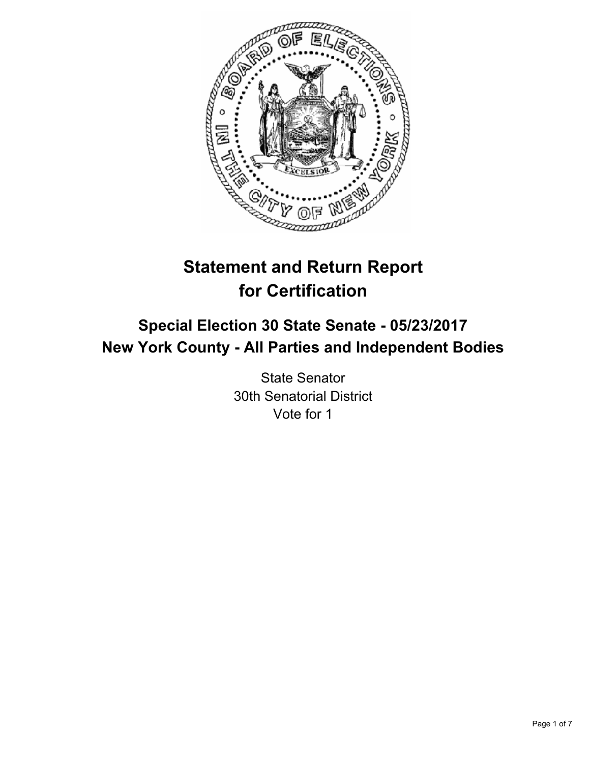# Statement and Return Report for Certification

## Special Election 30 State Senate - 05/23/2017
## New York County - All Parties and Independent Bodies

State Senator
30th Senatorial District
Vote for 1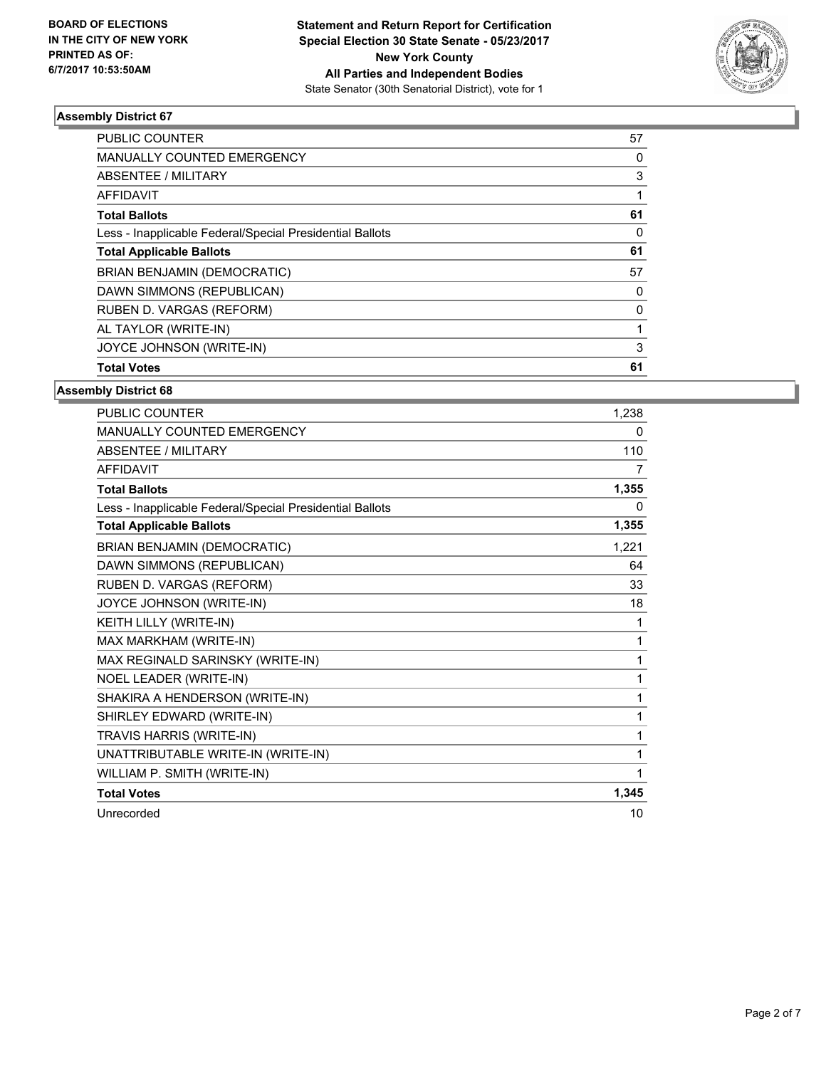**BOARD OF ELECTIONS IN THE CITY OF NEW YORK PRINTED AS OF: 6/7/2017 10:53:50AM**

**Statement and Return Report for Certification Special Election 30 State Senate - 05/23/2017 New York County All Parties and Independent Bodies**
State Senator (30th Senatorial District), vote for 1

## Assembly District 67

| | |
|---|---|
| PUBLIC COUNTER | 57 |
| MANUALLY COUNTED EMERGENCY | 0 |
| ABSENTEE / MILITARY | 3 |
| AFFIDAVIT | 1 |
| **Total Ballots** | **61** |
| Less - Inapplicable Federal/Special Presidential Ballots | 0 |
| **Total Applicable Ballots** | **61** |
| BRIAN BENJAMIN (DEMOCRATIC) | 57 |
| DAWN SIMMONS (REPUBLICAN) | 0 |
| RUBEN D. VARGAS (REFORM) | 0 |
| AL TAYLOR (WRITE-IN) | 1 |
| JOYCE JOHNSON (WRITE-IN) | 3 |
| **Total Votes** | **61** |

## Assembly District 68

| | |
|---|---|
| PUBLIC COUNTER | 1,238 |
| MANUALLY COUNTED EMERGENCY | 0 |
| ABSENTEE / MILITARY | 110 |
| AFFIDAVIT | 7 |
| **Total Ballots** | **1,355** |
| Less - Inapplicable Federal/Special Presidential Ballots | 0 |
| **Total Applicable Ballots** | **1,355** |
| BRIAN BENJAMIN (DEMOCRATIC) | 1,221 |
| DAWN SIMMONS (REPUBLICAN) | 64 |
| RUBEN D. VARGAS (REFORM) | 33 |
| JOYCE JOHNSON (WRITE-IN) | 18 |
| KEITH LILLY (WRITE-IN) | 1 |
| MAX MARKHAM (WRITE-IN) | 1 |
| MAX REGINALD SARINSKY (WRITE-IN) | 1 |
| NOEL LEADER (WRITE-IN) | 1 |
| SHAKIRA A HENDERSON (WRITE-IN) | 1 |
| SHIRLEY EDWARD (WRITE-IN) | 1 |
| TRAVIS HARRIS (WRITE-IN) | 1 |
| UNATTRIBUTABLE WRITE-IN (WRITE-IN) | 1 |
| WILLIAM P. SMITH (WRITE-IN) | 1 |
| **Total Votes** | **1,345** |
| Unrecorded | 10 |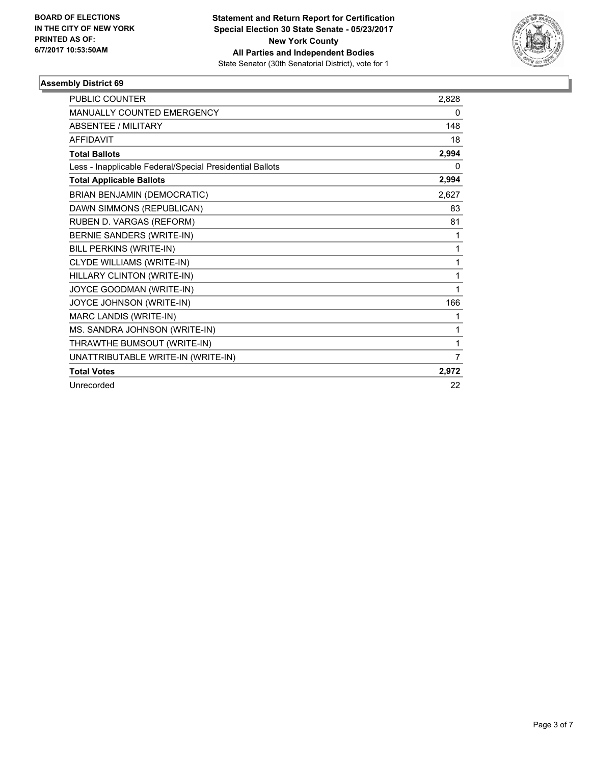**BOARD OF ELECTIONS IN THE CITY OF NEW YORK PRINTED AS OF: 6/7/2017 10:53:50AM**

**Statement and Return Report for Certification Special Election 30 State Senate - 05/23/2017 New York County All Parties and Independent Bodies**

State Senator (30th Senatorial District), vote for 1

### Assembly District 69

| | |
|---|---|
| PUBLIC COUNTER | 2,828 |
| MANUALLY COUNTED EMERGENCY | 0 |
| ABSENTEE / MILITARY | 148 |
| AFFIDAVIT | 18 |
| **Total Ballots** | **2,994** |
| Less - Inapplicable Federal/Special Presidential Ballots | 0 |
| **Total Applicable Ballots** | **2,994** |
| BRIAN BENJAMIN (DEMOCRATIC) | 2,627 |
| DAWN SIMMONS (REPUBLICAN) | 83 |
| RUBEN D. VARGAS (REFORM) | 81 |
| BERNIE SANDERS (WRITE-IN) | 1 |
| BILL PERKINS (WRITE-IN) | 1 |
| CLYDE WILLIAMS (WRITE-IN) | 1 |
| HILLARY CLINTON (WRITE-IN) | 1 |
| JOYCE GOODMAN (WRITE-IN) | 1 |
| JOYCE JOHNSON (WRITE-IN) | 166 |
| MARC LANDIS (WRITE-IN) | 1 |
| MS. SANDRA JOHNSON (WRITE-IN) | 1 |
| THRAWTHE BUMSOUT (WRITE-IN) | 1 |
| UNATTRIBUTABLE WRITE-IN (WRITE-IN) | 7 |
| **Total Votes** | **2,972** |
| Unrecorded | 22 |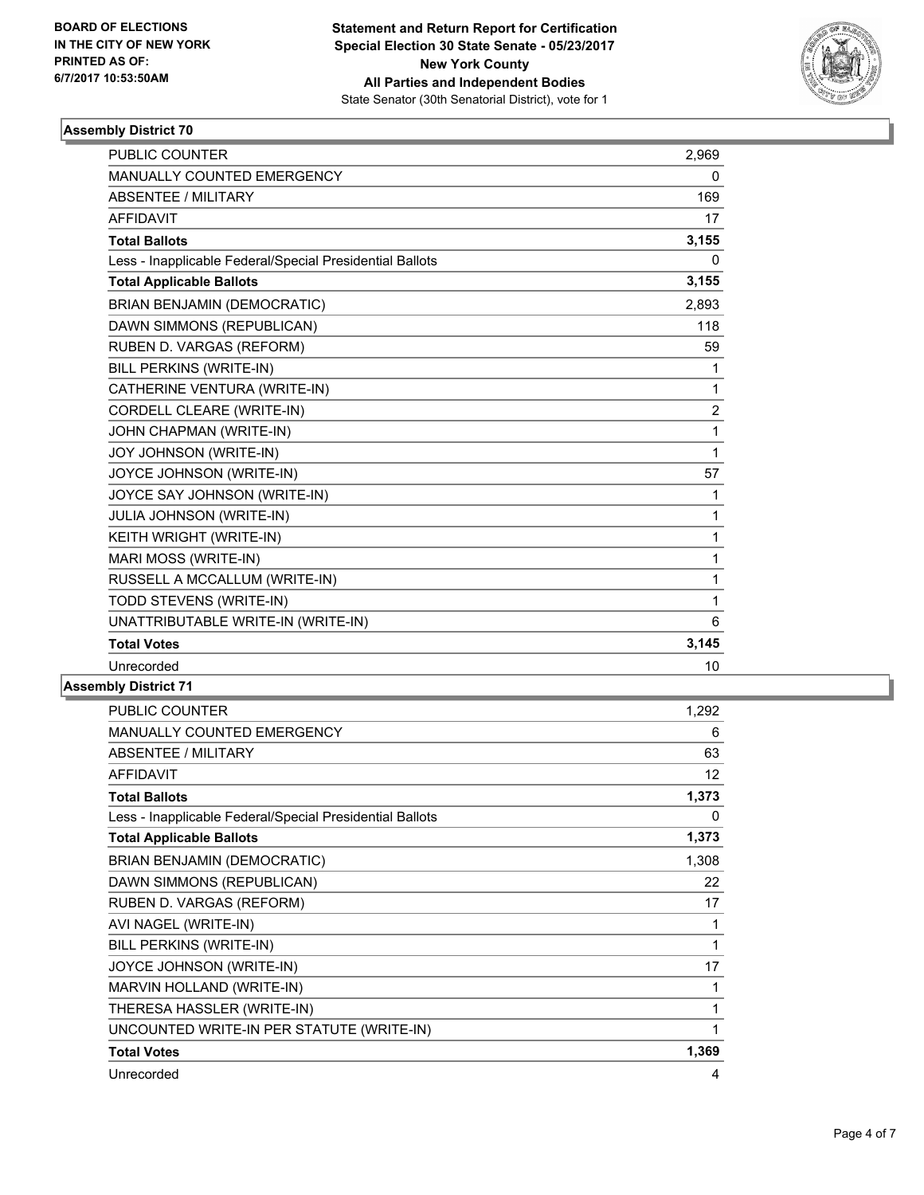BOARD OF ELECTIONS
IN THE CITY OF NEW YORK
PRINTED AS OF:
6/7/2017 10:53:50AM

**Statement and Return Report for Certification**
**Special Election 30 State Senate - 05/23/2017**
**New York County**
**All Parties and Independent Bodies**
State Senator (30th Senatorial District), vote for 1

## Assembly District 70

| | |
|---|---|
| PUBLIC COUNTER | 2,969 |
| MANUALLY COUNTED EMERGENCY | 0 |
| ABSENTEE / MILITARY | 169 |
| AFFIDAVIT | 17 |
| **Total Ballots** | **3,155** |
| Less - Inapplicable Federal/Special Presidential Ballots | 0 |
| **Total Applicable Ballots** | **3,155** |
| BRIAN BENJAMIN (DEMOCRATIC) | 2,893 |
| DAWN SIMMONS (REPUBLICAN) | 118 |
| RUBEN D. VARGAS (REFORM) | 59 |
| BILL PERKINS (WRITE-IN) | 1 |
| CATHERINE VENTURA (WRITE-IN) | 1 |
| CORDELL CLEARE (WRITE-IN) | 2 |
| JOHN CHAPMAN (WRITE-IN) | 1 |
| JOY JOHNSON (WRITE-IN) | 1 |
| JOYCE JOHNSON (WRITE-IN) | 57 |
| JOYCE SAY JOHNSON (WRITE-IN) | 1 |
| JULIA JOHNSON (WRITE-IN) | 1 |
| KEITH WRIGHT (WRITE-IN) | 1 |
| MARI MOSS (WRITE-IN) | 1 |
| RUSSELL A MCCALLUM (WRITE-IN) | 1 |
| TODD STEVENS (WRITE-IN) | 1 |
| UNATTRIBUTABLE WRITE-IN (WRITE-IN) | 6 |
| **Total Votes** | **3,145** |
| Unrecorded | 10 |

## Assembly District 71

| | |
|---|---|
| PUBLIC COUNTER | 1,292 |
| MANUALLY COUNTED EMERGENCY | 6 |
| ABSENTEE / MILITARY | 63 |
| AFFIDAVIT | 12 |
| **Total Ballots** | **1,373** |
| Less - Inapplicable Federal/Special Presidential Ballots | 0 |
| **Total Applicable Ballots** | **1,373** |
| BRIAN BENJAMIN (DEMOCRATIC) | 1,308 |
| DAWN SIMMONS (REPUBLICAN) | 22 |
| RUBEN D. VARGAS (REFORM) | 17 |
| AVI NAGEL (WRITE-IN) | 1 |
| BILL PERKINS (WRITE-IN) | 1 |
| JOYCE JOHNSON (WRITE-IN) | 17 |
| MARVIN HOLLAND (WRITE-IN) | 1 |
| THERESA HASSLER (WRITE-IN) | 1 |
| UNCOUNTED WRITE-IN PER STATUTE (WRITE-IN) | 1 |
| **Total Votes** | **1,369** |
| Unrecorded | 4 |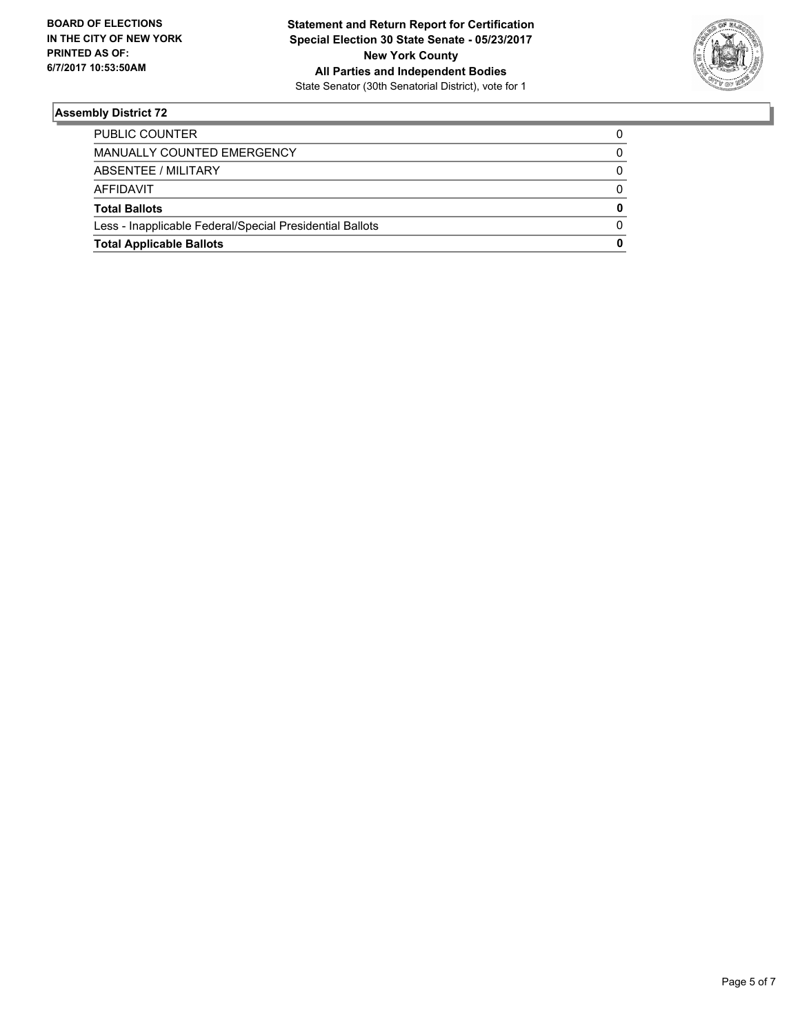**BOARD OF ELECTIONS IN THE CITY OF NEW YORK PRINTED AS OF: 6/7/2017 10:53:50AM**

**Statement and Return Report for Certification Special Election 30 State Senate - 05/23/2017 New York County All Parties and Independent Bodies**

State Senator (30th Senatorial District), vote for 1

## Assembly District 72

| | |
|---|---|
| PUBLIC COUNTER | 0 |
| MANUALLY COUNTED EMERGENCY | 0 |
| ABSENTEE / MILITARY | 0 |
| AFFIDAVIT | 0 |
| **Total Ballots** | **0** |
| Less - Inapplicable Federal/Special Presidential Ballots | 0 |
| **Total Applicable Ballots** | **0** |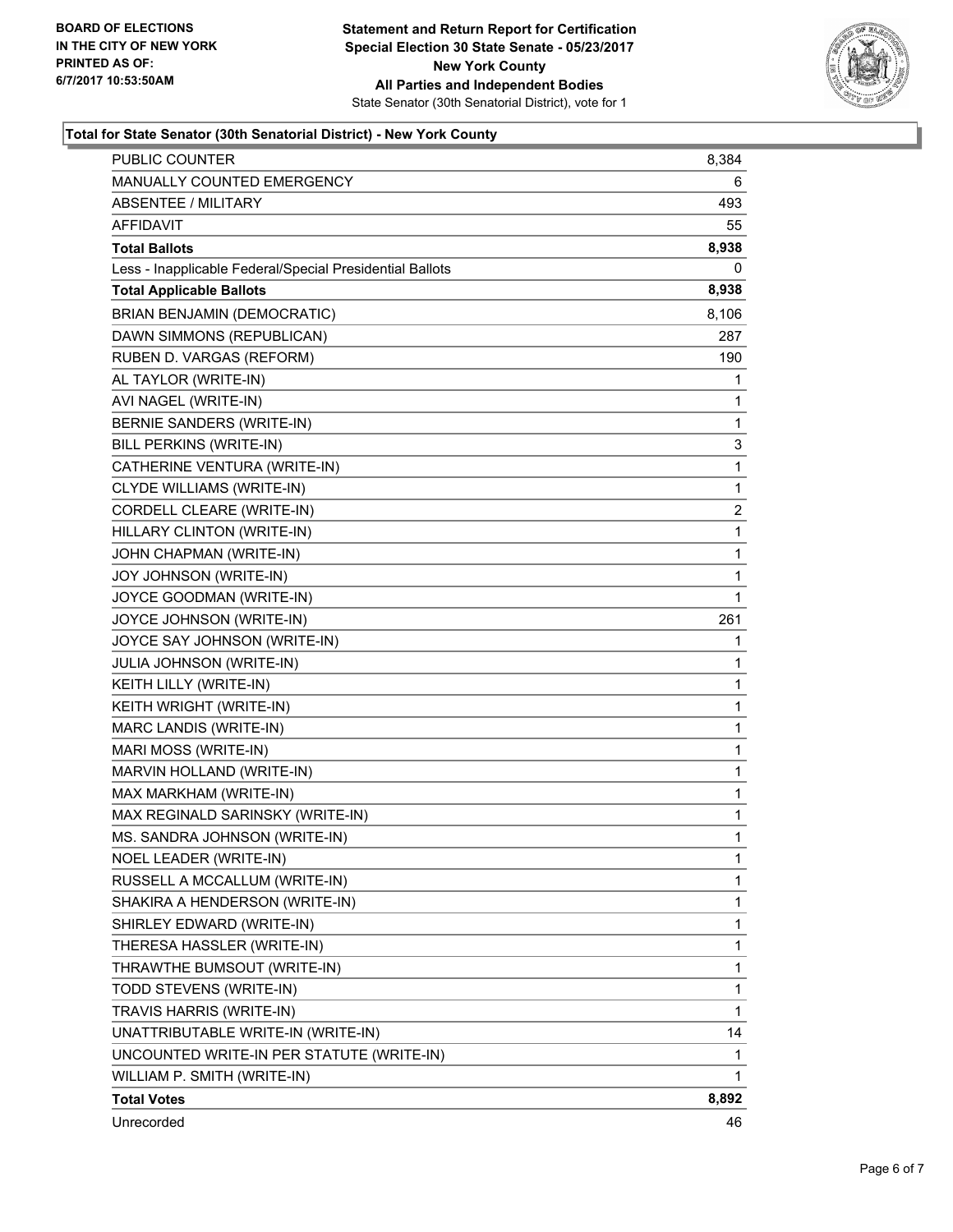**BOARD OF ELECTIONS IN THE CITY OF NEW YORK PRINTED AS OF: 6/7/2017 10:53:50AM**

**Statement and Return Report for Certification Special Election 30 State Senate - 05/23/2017 New York County All Parties and Independent Bodies**

State Senator (30th Senatorial District), vote for 1

**Total for State Senator (30th Senatorial District) - New York County**

| | |
|---|---|
| PUBLIC COUNTER | 8,384 |
| MANUALLY COUNTED EMERGENCY | 6 |
| ABSENTEE / MILITARY | 493 |
| AFFIDAVIT | 55 |
| **Total Ballots** | **8,938** |
| Less - Inapplicable Federal/Special Presidential Ballots | 0 |
| **Total Applicable Ballots** | **8,938** |
| BRIAN BENJAMIN (DEMOCRATIC) | 8,106 |
| DAWN SIMMONS (REPUBLICAN) | 287 |
| RUBEN D. VARGAS (REFORM) | 190 |
| AL TAYLOR (WRITE-IN) | 1 |
| AVI NAGEL (WRITE-IN) | 1 |
| BERNIE SANDERS (WRITE-IN) | 1 |
| BILL PERKINS (WRITE-IN) | 3 |
| CATHERINE VENTURA (WRITE-IN) | 1 |
| CLYDE WILLIAMS (WRITE-IN) | 1 |
| CORDELL CLEARE (WRITE-IN) | 2 |
| HILLARY CLINTON (WRITE-IN) | 1 |
| JOHN CHAPMAN (WRITE-IN) | 1 |
| JOY JOHNSON (WRITE-IN) | 1 |
| JOYCE GOODMAN (WRITE-IN) | 1 |
| JOYCE JOHNSON (WRITE-IN) | 261 |
| JOYCE SAY JOHNSON (WRITE-IN) | 1 |
| JULIA JOHNSON (WRITE-IN) | 1 |
| KEITH LILLY (WRITE-IN) | 1 |
| KEITH WRIGHT (WRITE-IN) | 1 |
| MARC LANDIS (WRITE-IN) | 1 |
| MARI MOSS (WRITE-IN) | 1 |
| MARVIN HOLLAND (WRITE-IN) | 1 |
| MAX MARKHAM (WRITE-IN) | 1 |
| MAX REGINALD SARINSKY (WRITE-IN) | 1 |
| MS. SANDRA JOHNSON (WRITE-IN) | 1 |
| NOEL LEADER (WRITE-IN) | 1 |
| RUSSELL A MCCALLUM (WRITE-IN) | 1 |
| SHAKIRA A HENDERSON (WRITE-IN) | 1 |
| SHIRLEY EDWARD (WRITE-IN) | 1 |
| THERESA HASSLER (WRITE-IN) | 1 |
| THRAWTHE BUMSOUT (WRITE-IN) | 1 |
| TODD STEVENS (WRITE-IN) | 1 |
| TRAVIS HARRIS (WRITE-IN) | 1 |
| UNATTRIBUTABLE WRITE-IN (WRITE-IN) | 14 |
| UNCOUNTED WRITE-IN PER STATUTE (WRITE-IN) | 1 |
| WILLIAM P. SMITH (WRITE-IN) | 1 |
| **Total Votes** | **8,892** |
| Unrecorded | 46 |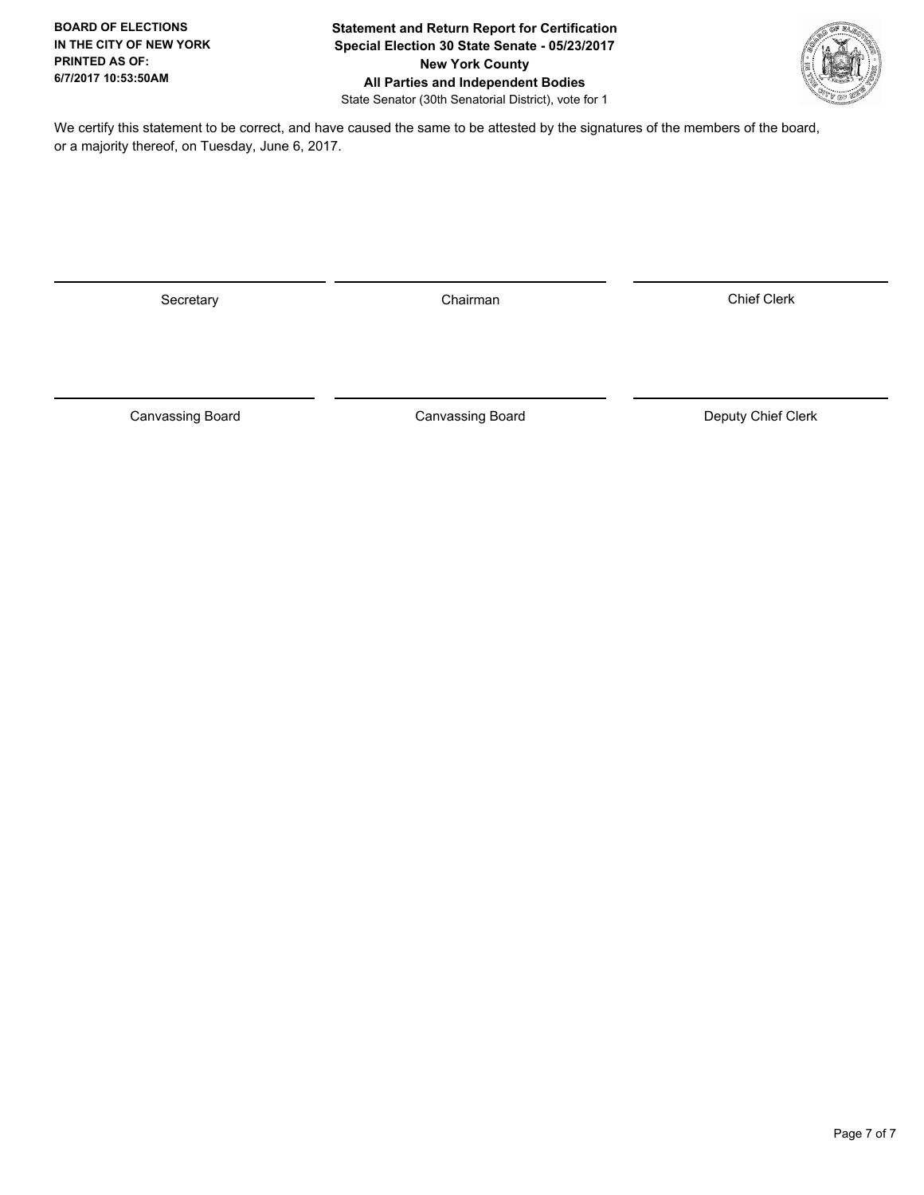We certify this statement to be correct, and have caused the same to be attested by the signatures of the members of the board, or a majority thereof, on Tuesday, June 6, 2017.

| | | |
|---|---|---|
| Secretary | Chairman | Chief Clerk |
| Canvassing Board | Canvassing Board | Deputy Chief Clerk |